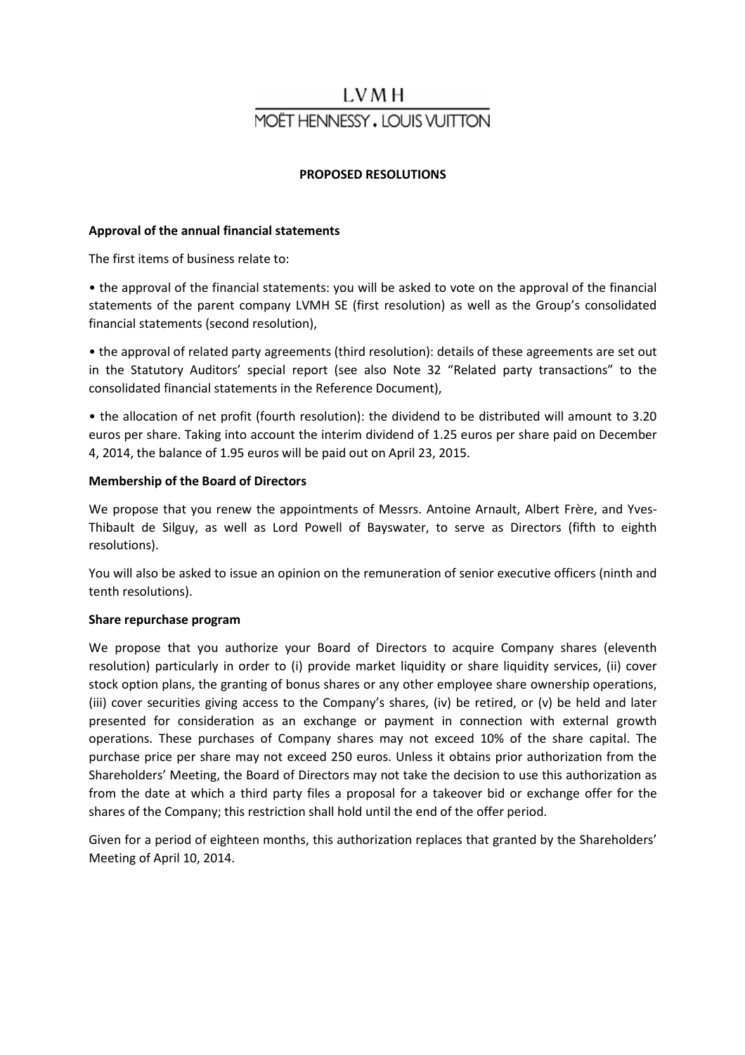# LVMH

## MOËT HENNESSY . LOUIS VUITTON

### PROPOSED RESOLUTIONS

**Approval of the annual financial statements**

The first items of business relate to:

• the approval of the financial statements: you will be asked to vote on the approval of the financial statements of the parent company LVMH SE (first resolution) as well as the Group's consolidated financial statements (second resolution),

• the approval of related party agreements (third resolution): details of these agreements are set out in the Statutory Auditors' special report (see also Note 32 "Related party transactions" to the consolidated financial statements in the Reference Document),

• the allocation of net profit (fourth resolution): the dividend to be distributed will amount to 3.20 euros per share. Taking into account the interim dividend of 1.25 euros per share paid on December 4, 2014, the balance of 1.95 euros will be paid out on April 23, 2015.

**Membership of the Board of Directors**

We propose that you renew the appointments of Messrs. Antoine Arnault, Albert Frère, and Yves-Thibault de Silguy, as well as Lord Powell of Bayswater, to serve as Directors (fifth to eighth resolutions).

You will also be asked to issue an opinion on the remuneration of senior executive officers (ninth and tenth resolutions).

**Share repurchase program**

We propose that you authorize your Board of Directors to acquire Company shares (eleventh resolution) particularly in order to (i) provide market liquidity or share liquidity services, (ii) cover stock option plans, the granting of bonus shares or any other employee share ownership operations, (iii) cover securities giving access to the Company's shares, (iv) be retired, or (v) be held and later presented for consideration as an exchange or payment in connection with external growth operations. These purchases of Company shares may not exceed 10% of the share capital. The purchase price per share may not exceed 250 euros. Unless it obtains prior authorization from the Shareholders' Meeting, the Board of Directors may not take the decision to use this authorization as from the date at which a third party files a proposal for a takeover bid or exchange offer for the shares of the Company; this restriction shall hold until the end of the offer period.

Given for a period of eighteen months, this authorization replaces that granted by the Shareholders' Meeting of April 10, 2014.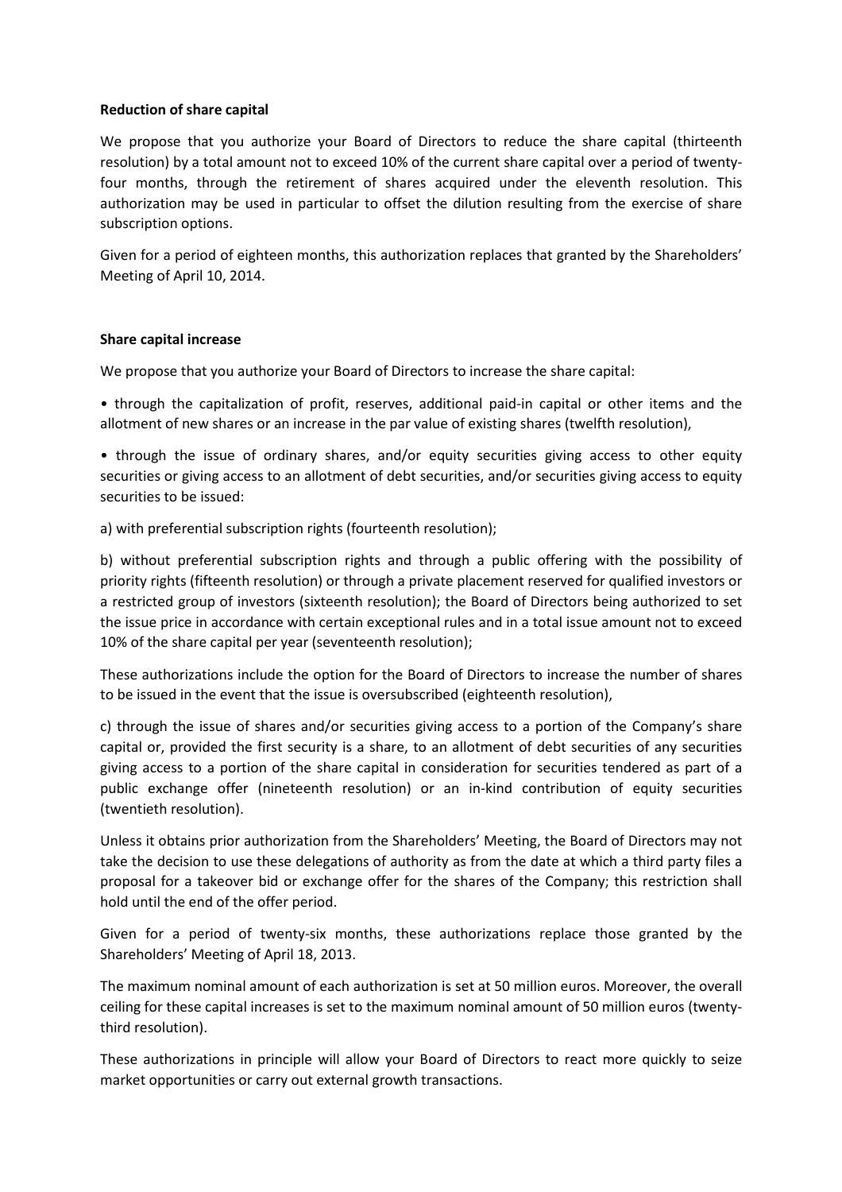**Reduction of share capital**

We propose that you authorize your Board of Directors to reduce the share capital (thirteenth resolution) by a total amount not to exceed 10% of the current share capital over a period of twenty-four months, through the retirement of shares acquired under the eleventh resolution. This authorization may be used in particular to offset the dilution resulting from the exercise of share subscription options.

Given for a period of eighteen months, this authorization replaces that granted by the Shareholders' Meeting of April 10, 2014.

**Share capital increase**

We propose that you authorize your Board of Directors to increase the share capital:

• through the capitalization of profit, reserves, additional paid-in capital or other items and the allotment of new shares or an increase in the par value of existing shares (twelfth resolution),

• through the issue of ordinary shares, and/or equity securities giving access to other equity securities or giving access to an allotment of debt securities, and/or securities giving access to equity securities to be issued:

a) with preferential subscription rights (fourteenth resolution);

b) without preferential subscription rights and through a public offering with the possibility of priority rights (fifteenth resolution) or through a private placement reserved for qualified investors or a restricted group of investors (sixteenth resolution); the Board of Directors being authorized to set the issue price in accordance with certain exceptional rules and in a total issue amount not to exceed 10% of the share capital per year (seventeenth resolution);

These authorizations include the option for the Board of Directors to increase the number of shares to be issued in the event that the issue is oversubscribed (eighteenth resolution),

c) through the issue of shares and/or securities giving access to a portion of the Company's share capital or, provided the first security is a share, to an allotment of debt securities of any securities giving access to a portion of the share capital in consideration for securities tendered as part of a public exchange offer (nineteenth resolution) or an in-kind contribution of equity securities (twentieth resolution).

Unless it obtains prior authorization from the Shareholders' Meeting, the Board of Directors may not take the decision to use these delegations of authority as from the date at which a third party files a proposal for a takeover bid or exchange offer for the shares of the Company; this restriction shall hold until the end of the offer period.

Given for a period of twenty-six months, these authorizations replace those granted by the Shareholders' Meeting of April 18, 2013.

The maximum nominal amount of each authorization is set at 50 million euros. Moreover, the overall ceiling for these capital increases is set to the maximum nominal amount of 50 million euros (twenty-third resolution).

These authorizations in principle will allow your Board of Directors to react more quickly to seize market opportunities or carry out external growth transactions.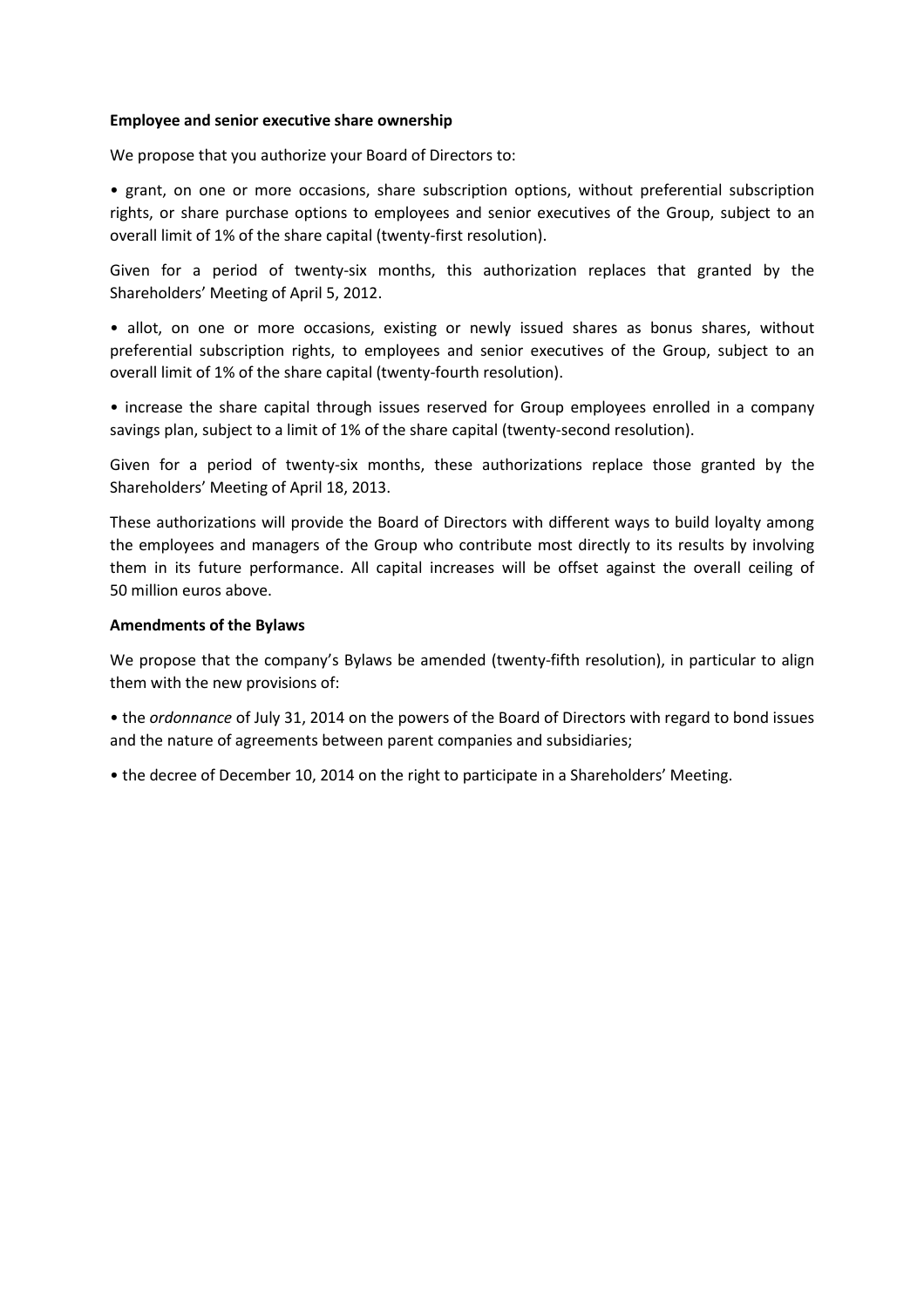**Employee and senior executive share ownership**

We propose that you authorize your Board of Directors to:

• grant, on one or more occasions, share subscription options, without preferential subscription rights, or share purchase options to employees and senior executives of the Group, subject to an overall limit of 1% of the share capital (twenty-first resolution).

Given for a period of twenty-six months, this authorization replaces that granted by the Shareholders' Meeting of April 5, 2012.

• allot, on one or more occasions, existing or newly issued shares as bonus shares, without preferential subscription rights, to employees and senior executives of the Group, subject to an overall limit of 1% of the share capital (twenty-fourth resolution).

• increase the share capital through issues reserved for Group employees enrolled in a company savings plan, subject to a limit of 1% of the share capital (twenty-second resolution).

Given for a period of twenty-six months, these authorizations replace those granted by the Shareholders' Meeting of April 18, 2013.

These authorizations will provide the Board of Directors with different ways to build loyalty among the employees and managers of the Group who contribute most directly to its results by involving them in its future performance. All capital increases will be offset against the overall ceiling of 50 million euros above.

**Amendments of the Bylaws**

We propose that the company's Bylaws be amended (twenty-fifth resolution), in particular to align them with the new provisions of:

• the *ordonnance* of July 31, 2014 on the powers of the Board of Directors with regard to bond issues and the nature of agreements between parent companies and subsidiaries;

• the decree of December 10, 2014 on the right to participate in a Shareholders' Meeting.